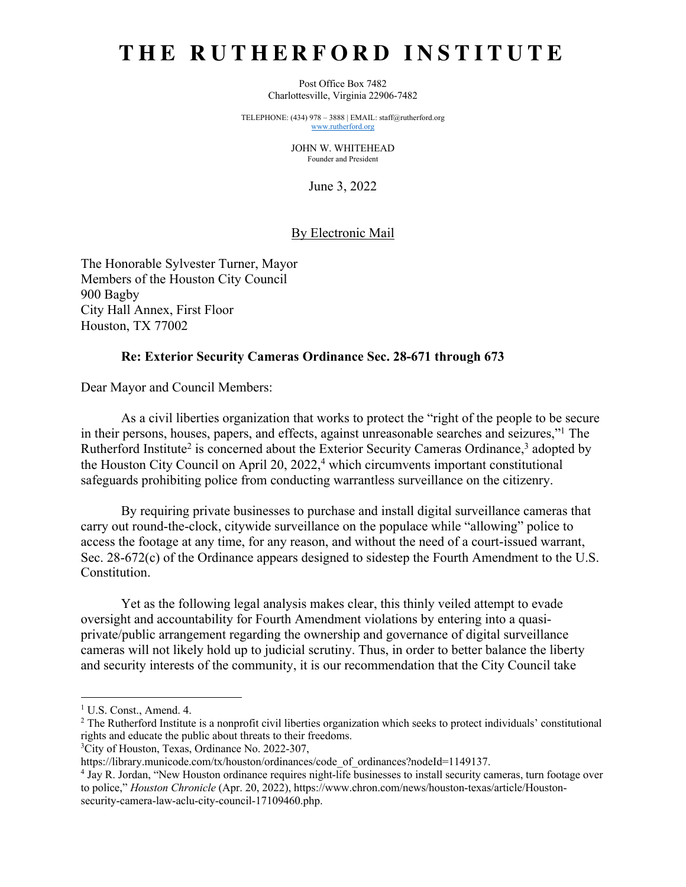# THE RUTHERFORD INSTITUTE

Post Office Box 7482
Charlottesville, Virginia 22906-7482

TELEPHONE: (434) 978 – 3888 | EMAIL: staff@rutherford.org
www.rutherford.org

JOHN W. WHITEHEAD
Founder and President

June 3, 2022

By Electronic Mail

The Honorable Sylvester Turner, Mayor
Members of the Houston City Council
900 Bagby
City Hall Annex, First Floor
Houston, TX 77002

**Re: Exterior Security Cameras Ordinance Sec. 28-671 through 673**

Dear Mayor and Council Members:

As a civil liberties organization that works to protect the "right of the people to be secure in their persons, houses, papers, and effects, against unreasonable searches and seizures,"[1] The Rutherford Institute[2] is concerned about the Exterior Security Cameras Ordinance,[3] adopted by the Houston City Council on April 20, 2022,[4] which circumvents important constitutional safeguards prohibiting police from conducting warrantless surveillance on the citizenry.

By requiring private businesses to purchase and install digital surveillance cameras that carry out round-the-clock, citywide surveillance on the populace while "allowing" police to access the footage at any time, for any reason, and without the need of a court-issued warrant, Sec. 28-672(c) of the Ordinance appears designed to sidestep the Fourth Amendment to the U.S. Constitution.

Yet as the following legal analysis makes clear, this thinly veiled attempt to evade oversight and accountability for Fourth Amendment violations by entering into a quasi-private/public arrangement regarding the ownership and governance of digital surveillance cameras will not likely hold up to judicial scrutiny. Thus, in order to better balance the liberty and security interests of the community, it is our recommendation that the City Council take

---

[1] U.S. Const., Amend. 4.

[2] The Rutherford Institute is a nonprofit civil liberties organization which seeks to protect individuals' constitutional rights and educate the public about threats to their freedoms.

[3] City of Houston, Texas, Ordinance No. 2022-307, https://library.municode.com/tx/houston/ordinances/code_of_ordinances?nodeId=1149137.

[4] Jay R. Jordan, "New Houston ordinance requires night-life businesses to install security cameras, turn footage over to police," *Houston Chronicle* (Apr. 20, 2022), https://www.chron.com/news/houston-texas/article/Houston-security-camera-law-aclu-city-council-17109460.php.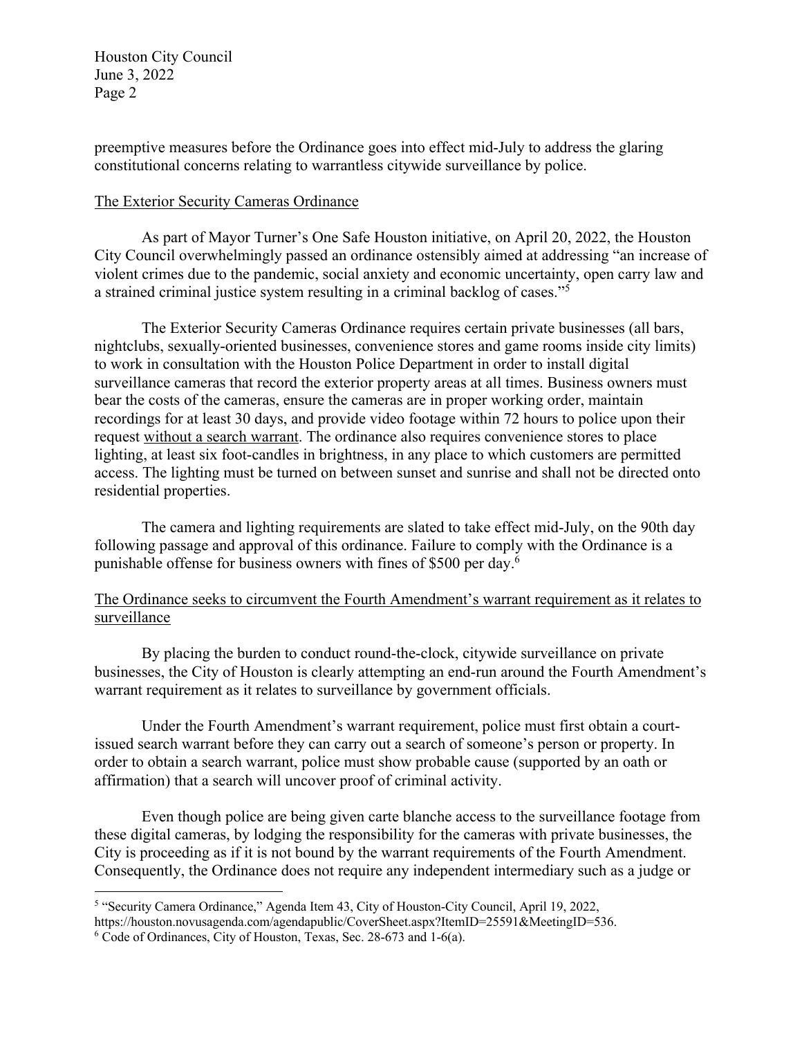preemptive measures before the Ordinance goes into effect mid-July to address the glaring constitutional concerns relating to warrantless citywide surveillance by police.

## The Exterior Security Cameras Ordinance

As part of Mayor Turner's One Safe Houston initiative, on April 20, 2022, the Houston City Council overwhelmingly passed an ordinance ostensibly aimed at addressing "an increase of violent crimes due to the pandemic, social anxiety and economic uncertainty, open carry law and a strained criminal justice system resulting in a criminal backlog of cases."[5]

The Exterior Security Cameras Ordinance requires certain private businesses (all bars, nightclubs, sexually-oriented businesses, convenience stores and game rooms inside city limits) to work in consultation with the Houston Police Department in order to install digital surveillance cameras that record the exterior property areas at all times. Business owners must bear the costs of the cameras, ensure the cameras are in proper working order, maintain recordings for at least 30 days, and provide video footage within 72 hours to police upon their request <u>without a search warrant</u>. The ordinance also requires convenience stores to place lighting, at least six foot-candles in brightness, in any place to which customers are permitted access. The lighting must be turned on between sunset and sunrise and shall not be directed onto residential properties.

The camera and lighting requirements are slated to take effect mid-July, on the 90th day following passage and approval of this ordinance. Failure to comply with the Ordinance is a punishable offense for business owners with fines of $500 per day.[6]

## The Ordinance seeks to circumvent the Fourth Amendment's warrant requirement as it relates to surveillance

By placing the burden to conduct round-the-clock, citywide surveillance on private businesses, the City of Houston is clearly attempting an end-run around the Fourth Amendment's warrant requirement as it relates to surveillance by government officials.

Under the Fourth Amendment's warrant requirement, police must first obtain a court-issued search warrant before they can carry out a search of someone's person or property. In order to obtain a search warrant, police must show probable cause (supported by an oath or affirmation) that a search will uncover proof of criminal activity.

Even though police are being given carte blanche access to the surveillance footage from these digital cameras, by lodging the responsibility for the cameras with private businesses, the City is proceeding as if it is not bound by the warrant requirements of the Fourth Amendment. Consequently, the Ordinance does not require any independent intermediary such as a judge or

---

[5] "Security Camera Ordinance," Agenda Item 43, City of Houston-City Council, April 19, 2022, https://houston.novusagenda.com/agendapublic/CoverSheet.aspx?ItemID=25591&MeetingID=536.

[6] Code of Ordinances, City of Houston, Texas, Sec. 28-673 and 1-6(a).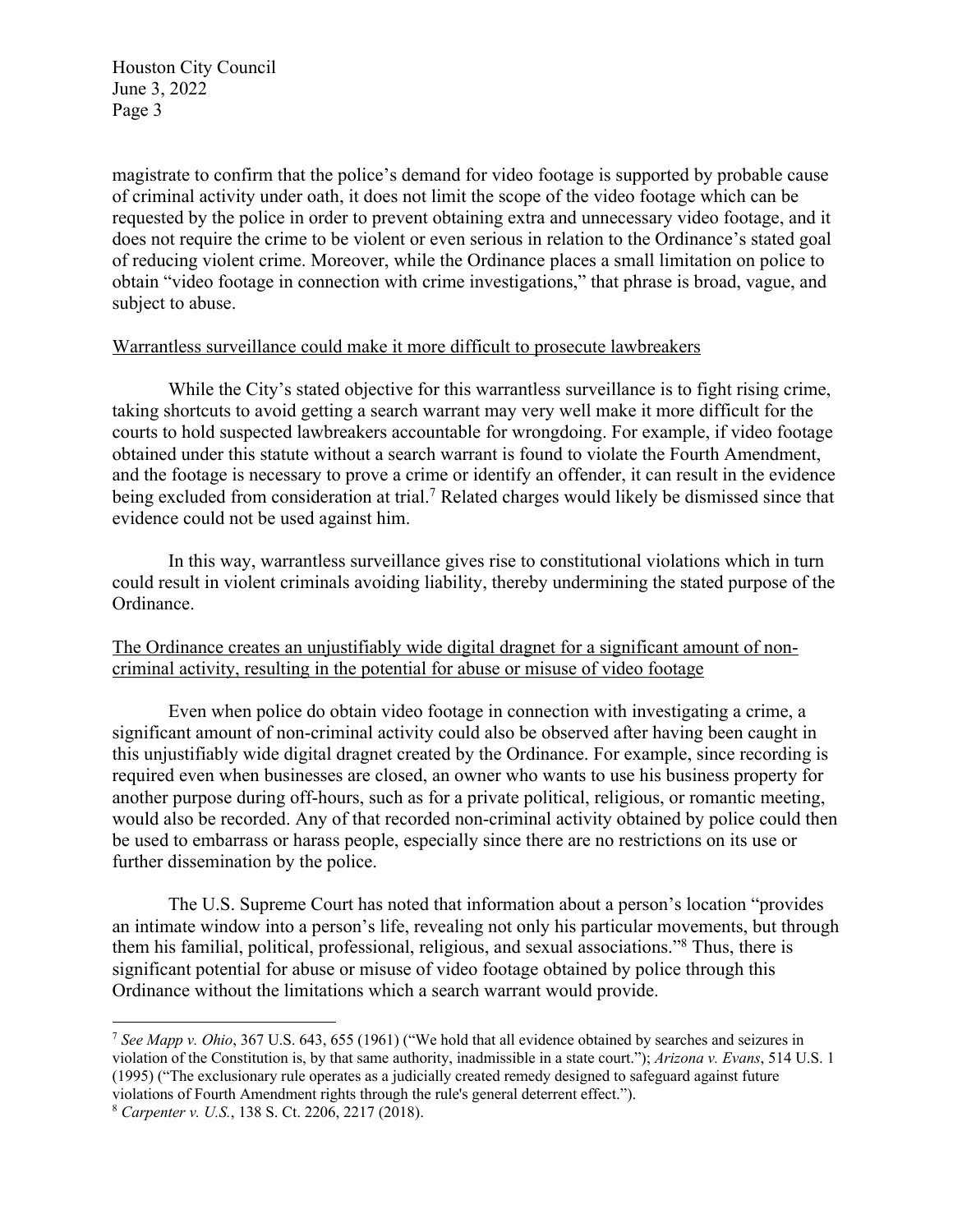magistrate to confirm that the police's demand for video footage is supported by probable cause of criminal activity under oath, it does not limit the scope of the video footage which can be requested by the police in order to prevent obtaining extra and unnecessary video footage, and it does not require the crime to be violent or even serious in relation to the Ordinance's stated goal of reducing violent crime. Moreover, while the Ordinance places a small limitation on police to obtain "video footage in connection with crime investigations," that phrase is broad, vague, and subject to abuse.

<u>Warrantless surveillance could make it more difficult to prosecute lawbreakers</u>

While the City's stated objective for this warrantless surveillance is to fight rising crime, taking shortcuts to avoid getting a search warrant may very well make it more difficult for the courts to hold suspected lawbreakers accountable for wrongdoing. For example, if video footage obtained under this statute without a search warrant is found to violate the Fourth Amendment, and the footage is necessary to prove a crime or identify an offender, it can result in the evidence being excluded from consideration at trial.[7] Related charges would likely be dismissed since that evidence could not be used against him.

In this way, warrantless surveillance gives rise to constitutional violations which in turn could result in violent criminals avoiding liability, thereby undermining the stated purpose of the Ordinance.

<u>The Ordinance creates an unjustifiably wide digital dragnet for a significant amount of non-criminal activity, resulting in the potential for abuse or misuse of video footage</u>

Even when police do obtain video footage in connection with investigating a crime, a significant amount of non-criminal activity could also be observed after having been caught in this unjustifiably wide digital dragnet created by the Ordinance. For example, since recording is required even when businesses are closed, an owner who wants to use his business property for another purpose during off-hours, such as for a private political, religious, or romantic meeting, would also be recorded. Any of that recorded non-criminal activity obtained by police could then be used to embarrass or harass people, especially since there are no restrictions on its use or further dissemination by the police.

The U.S. Supreme Court has noted that information about a person's location "provides an intimate window into a person's life, revealing not only his particular movements, but through them his familial, political, professional, religious, and sexual associations."[8] Thus, there is significant potential for abuse or misuse of video footage obtained by police through this Ordinance without the limitations which a search warrant would provide.

---

[7] *See Mapp v. Ohio*, 367 U.S. 643, 655 (1961) ("We hold that all evidence obtained by searches and seizures in violation of the Constitution is, by that same authority, inadmissible in a state court."); *Arizona v. Evans*, 514 U.S. 1 (1995) ("The exclusionary rule operates as a judicially created remedy designed to safeguard against future violations of Fourth Amendment rights through the rule's general deterrent effect.").

[8] *Carpenter v. U.S.*, 138 S. Ct. 2206, 2217 (2018).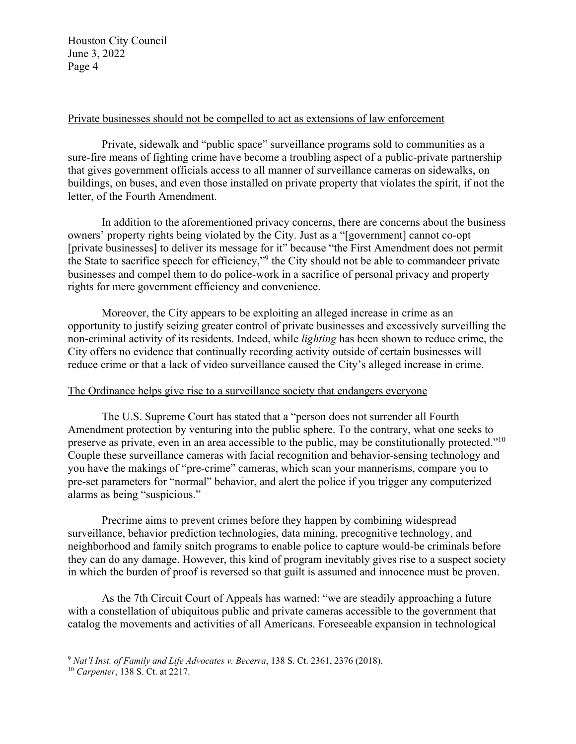Private businesses should not be compelled to act as extensions of law enforcement

Private, sidewalk and "public space" surveillance programs sold to communities as a sure-fire means of fighting crime have become a troubling aspect of a public-private partnership that gives government officials access to all manner of surveillance cameras on sidewalks, on buildings, on buses, and even those installed on private property that violates the spirit, if not the letter, of the Fourth Amendment.

In addition to the aforementioned privacy concerns, there are concerns about the business owners' property rights being violated by the City. Just as a "[government] cannot co-opt [private businesses] to deliver its message for it" because "the First Amendment does not permit the State to sacrifice speech for efficiency,"[9] the City should not be able to commandeer private businesses and compel them to do police-work in a sacrifice of personal privacy and property rights for mere government efficiency and convenience.

Moreover, the City appears to be exploiting an alleged increase in crime as an opportunity to justify seizing greater control of private businesses and excessively surveilling the non-criminal activity of its residents. Indeed, while *lighting* has been shown to reduce crime, the City offers no evidence that continually recording activity outside of certain businesses will reduce crime or that a lack of video surveillance caused the City's alleged increase in crime.

The Ordinance helps give rise to a surveillance society that endangers everyone

The U.S. Supreme Court has stated that a "person does not surrender all Fourth Amendment protection by venturing into the public sphere. To the contrary, what one seeks to preserve as private, even in an area accessible to the public, may be constitutionally protected."[10] Couple these surveillance cameras with facial recognition and behavior-sensing technology and you have the makings of "pre-crime" cameras, which scan your mannerisms, compare you to pre-set parameters for "normal" behavior, and alert the police if you trigger any computerized alarms as being "suspicious."

Precrime aims to prevent crimes before they happen by combining widespread surveillance, behavior prediction technologies, data mining, precognitive technology, and neighborhood and family snitch programs to enable police to capture would-be criminals before they can do any damage. However, this kind of program inevitably gives rise to a suspect society in which the burden of proof is reversed so that guilt is assumed and innocence must be proven.

As the 7th Circuit Court of Appeals has warned: "we are steadily approaching a future with a constellation of ubiquitous public and private cameras accessible to the government that catalog the movements and activities of all Americans. Foreseeable expansion in technological

---

[9] *Nat'l Inst. of Family and Life Advocates v. Becerra*, 138 S. Ct. 2361, 2376 (2018).

[10] *Carpenter*, 138 S. Ct. at 2217.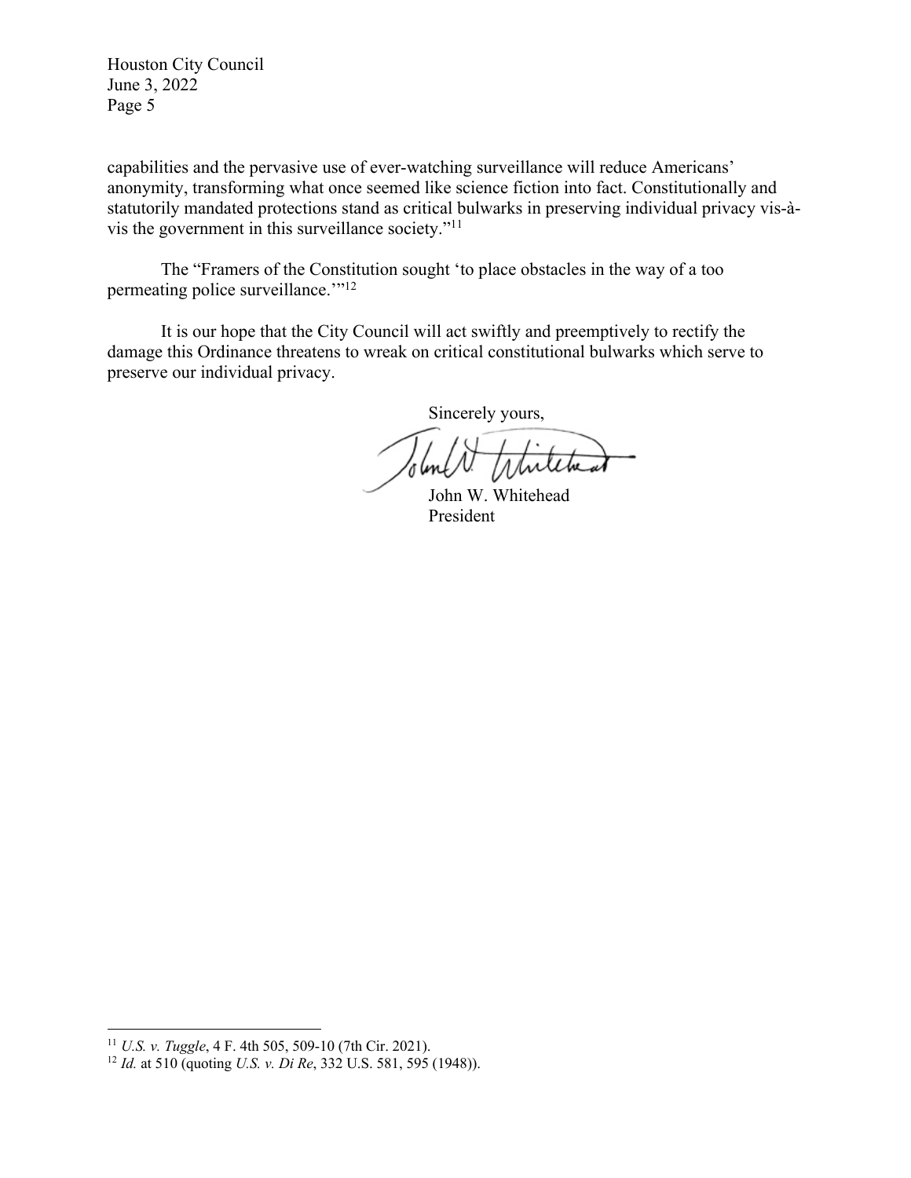capabilities and the pervasive use of ever-watching surveillance will reduce Americans' anonymity, transforming what once seemed like science fiction into fact. Constitutionally and statutorily mandated protections stand as critical bulwarks in preserving individual privacy vis-à-vis the government in this surveillance society."[11]

The "Framers of the Constitution sought 'to place obstacles in the way of a too permeating police surveillance.'"[12]

It is our hope that the City Council will act swiftly and preemptively to rectify the damage this Ordinance threatens to wreak on critical constitutional bulwarks which serve to preserve our individual privacy.

Sincerely yours,

John W. Whitehead
President

---

[11] *U.S. v. Tuggle*, 4 F. 4th 505, 509-10 (7th Cir. 2021).

[12] *Id.* at 510 (quoting *U.S. v. Di Re*, 332 U.S. 581, 595 (1948)).